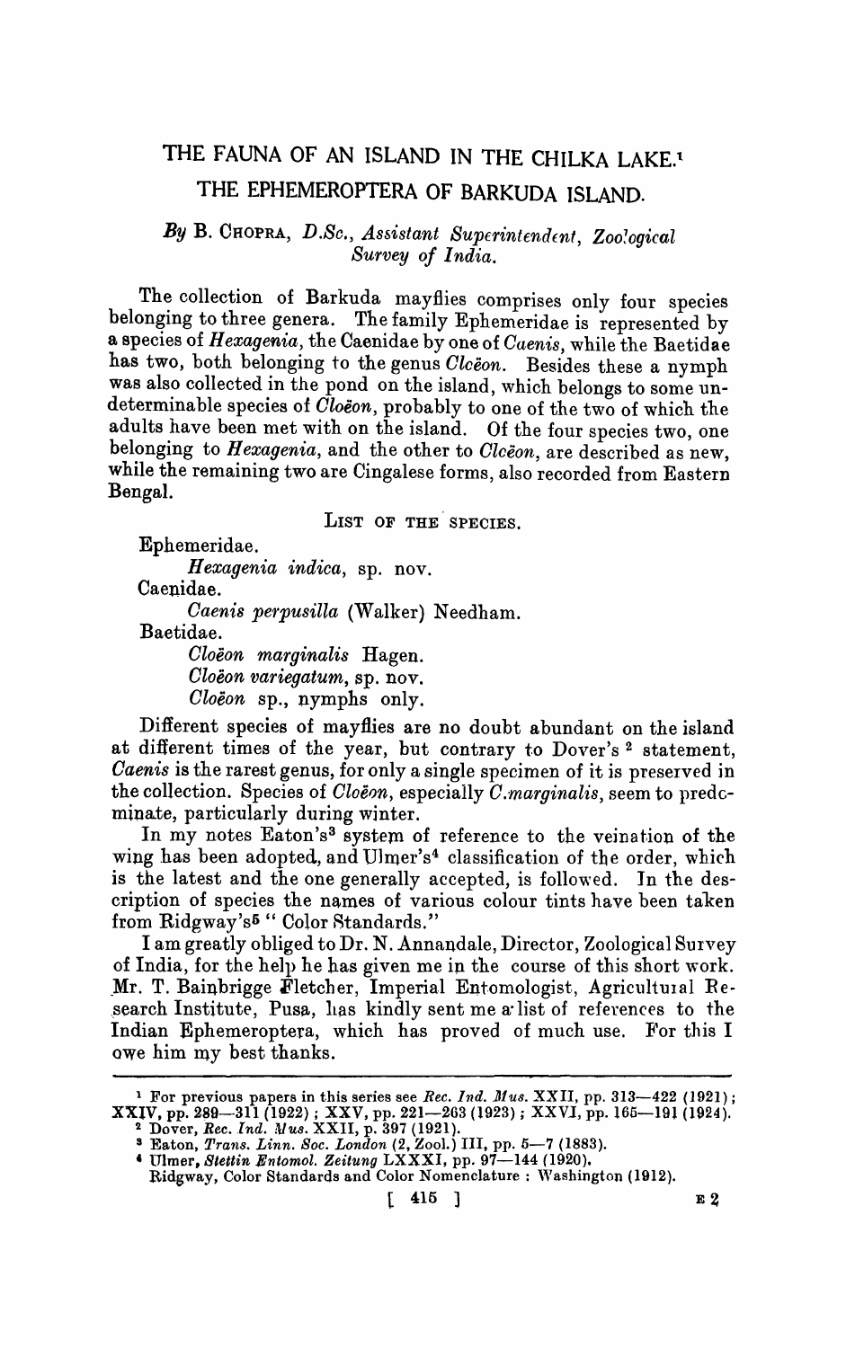# THE FAUNA OF AN ISLAND IN THE CHILKA LAKE.[1]

## THE EPHEMEROPTERA OF BARKUDA ISLAND.

*By* B. CHOPRA, *D.Sc., Assistant Superintendent, Zoological Survey of India.*

The collection of Barkuda mayflies comprises only four species belonging to three genera. The family Ephemeridae is represented by a species of *Hexagenia*, the Caenidae by one of *Caenis*, while the Baetidae has two, both belonging to the genus *Cloëon*. Besides these a nymph was also collected in the pond on the island, which belongs to some undeterminable species of *Cloëon*, probably to one of the two of which the adults have been met with on the island. Of the four species two, one belonging to *Hexagenia*, and the other to *Cloëon*, are described as new, while the remaining two are Cingalese forms, also recorded from Eastern Bengal.

LIST OF THE SPECIES.

Ephemeridae.

*Hexagenia indica*, sp. nov.

Caenidae.

*Caenis perpusilla* (Walker) Needham.

Baetidae.

*Cloëon marginalis* Hagen.

*Cloëon variegatum*, sp. nov.

*Cloëon* sp., nymphs only.

Different species of mayflies are no doubt abundant on the island at different times of the year, but contrary to Dover's[2] statement, *Caenis* is the rarest genus, for only a single specimen of it is preserved in the collection. Species of *Cloëon*, especially *C. marginalis*, seem to predominate, particularly during winter.

In my notes Eaton's[3] system of reference to the veination of the wing has been adopted, and Ulmer's[4] classification of the order, which is the latest and the one generally accepted, is followed. In the description of species the names of various colour tints have been taken from Ridgway's[5] "Color Standards."

I am greatly obliged to Dr. N. Annandale, Director, Zoological Survey of India, for the help he has given me in the course of this short work. Mr. T. Bainbrigge Fletcher, Imperial Entomologist, Agricultural Research Institute, Pusa, has kindly sent me a list of references to the Indian Ephemeroptera, which has proved of much use. For this I owe him my best thanks.

---

[1] For previous papers in this series see *Rec. Ind. Mus.* XXII, pp. 313—422 (1921); XXIV, pp. 289—311 (1922); XXV, pp. 221—263 (1923); XXVI, pp. 165—191 (1924).

[2] Dover, *Rec. Ind. Mus.* XXII, p. 397 (1921).

[3] Eaton, *Trans. Linn. Soc. London* (2, Zool.) III, pp. 5—7 (1883).

[4] Ulmer, *Stettin Entomol. Zeitung* LXXXI, pp. 97—144 (1920).

[5] Ridgway, Color Standards and Color Nomenclature : Washington (1912).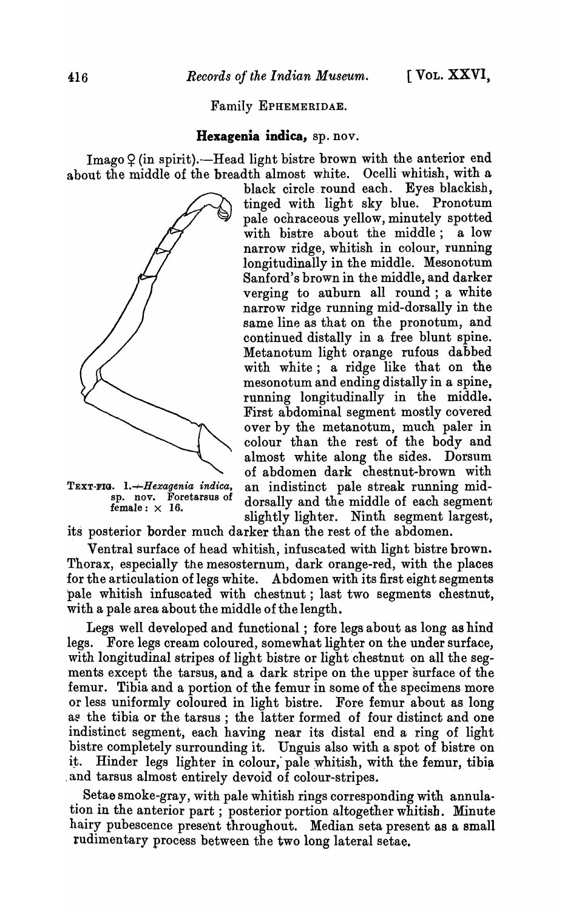Family EPHEMERIDAE.

## Hexagenia indica, sp. nov.

Imago ♀ (in spirit).—Head light bistre brown with the anterior end about the middle of the breadth almost white. Ocelli whitish, with a black circle round each. Eyes blackish, tinged with light sky blue. Pronotum pale ochraceous yellow, minutely spotted with bistre about the middle; a low narrow ridge, whitish in colour, running longitudinally in the middle. Mesonotum Sanford's brown in the middle, and darker verging to auburn all round; a white narrow ridge running mid-dorsally in the same line as that on the pronotum, and continued distally in a free blunt spine. Metanotum light orange rufous dabbed with white; a ridge like that on the mesonotum and ending distally in a spine, running longitudinally in the middle. First abdominal segment mostly covered over by the metanotum, much paler in colour than the rest of the body and almost white along the sides. Dorsum of abdomen dark chestnut-brown with an indistinct pale streak running mid-dorsally and the middle of each segment slightly lighter. Ninth segment largest, its posterior border much darker than the rest of the abdomen.

TEXT-FIG. 1.—*Hexagenia indica*, sp. nov. Foretarsus of female: × 16.

Ventral surface of head whitish, infuscated with light bistre brown. Thorax, especially the mesosternum, dark orange-red, with the places for the articulation of legs white. Abdomen with its first eight segments pale whitish infuscated with chestnut; last two segments chestnut, with a pale area about the middle of the length.

Legs well developed and functional; fore legs about as long as hind legs. Fore legs cream coloured, somewhat lighter on the under surface, with longitudinal stripes of light bistre or light chestnut on all the segments except the tarsus, and a dark stripe on the upper surface of the femur. Tibia and a portion of the femur in some of the specimens more or less uniformly coloured in light bistre. Fore femur about as long as the tibia or the tarsus; the latter formed of four distinct and one indistinct segment, each having near its distal end a ring of light bistre completely surrounding it. Unguis also with a spot of bistre on it. Hinder legs lighter in colour, pale whitish, with the femur, tibia and tarsus almost entirely devoid of colour-stripes.

Setae smoke-gray, with pale whitish rings corresponding with annulation in the anterior part; posterior portion altogether whitish. Minute hairy pubescence present throughout. Median seta present as a small rudimentary process between the two long lateral setae.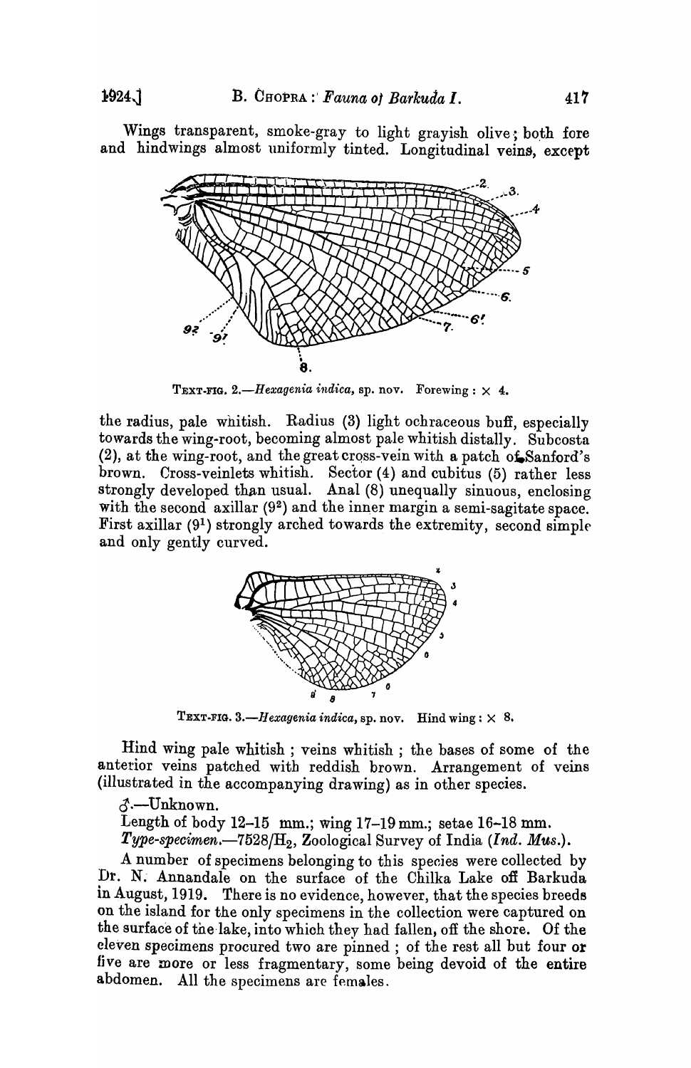Wings transparent, smoke-gray to light grayish olive; both fore and hindwings almost uniformly tinted. Longitudinal veins, except

TEXT-FIG. 2.—*Hexagenia indica*, sp. nov. Forewing : × 4.

the radius, pale whitish. Radius (3) light ochraceous buff, especially towards the wing-root, becoming almost pale whitish distally. Subcosta (2), at the wing-root, and the great cross-vein with a patch of Sanford's brown. Cross-veinlets whitish. Sector (4) and cubitus (5) rather less strongly developed than usual. Anal (8) unequally sinuous, enclosing with the second axillar ($9^2$) and the inner margin a semi-sagitate space. First axillar ($9^1$) strongly arched towards the extremity, second simple and only gently curved.

TEXT-FIG. 3.—*Hexagenia indica*, sp. nov. Hind wing : × 8.

Hind wing pale whitish; veins whitish; the bases of some of the anterior veins patched with reddish brown. Arrangement of veins (illustrated in the accompanying drawing) as in other species.

♂.—Unknown.

Length of body 12–15 mm.; wing 17–19 mm.; setae 16–18 mm.

*Type-specimen.*—7528/$H_2$, Zoological Survey of India (*Ind. Mus.*).

A number of specimens belonging to this species were collected by Dr. N. Annandale on the surface of the Chilka Lake off Barkuda in August, 1919. There is no evidence, however, that the species breeds on the island for the only specimens in the collection were captured on the surface of the lake, into which they had fallen, off the shore. Of the eleven specimens procured two are pinned; of the rest all but four or five are more or less fragmentary, some being devoid of the entire abdomen. All the specimens are females.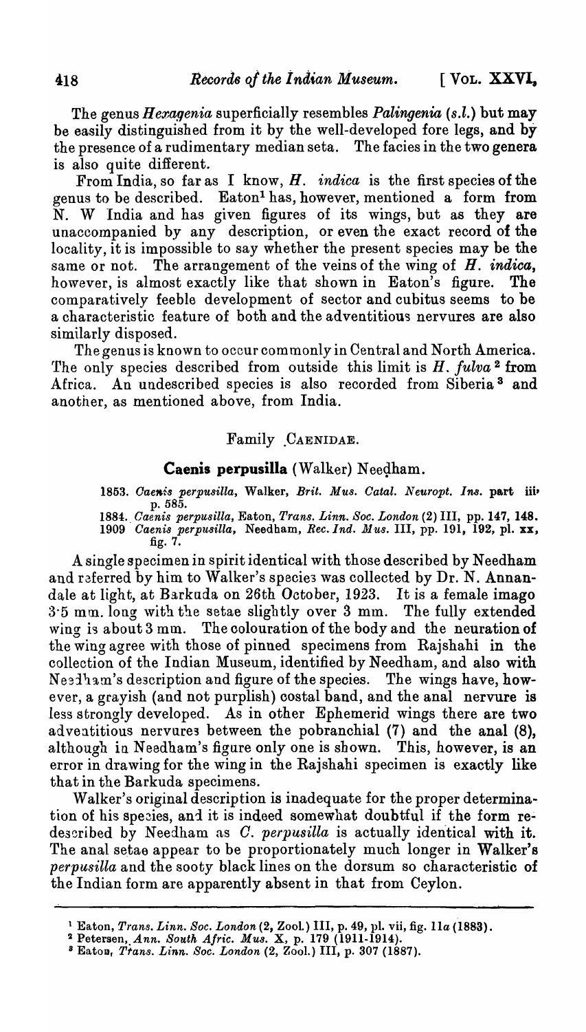The genus *Hexagenia* superficially resembles *Palingenia* (*s.l.*) but may be easily distinguished from it by the well-developed fore legs, and by the presence of a rudimentary median seta. The facies in the two genera is also quite different.

From India, so far as I know, *H. indica* is the first species of the genus to be described. Eaton[1] has, however, mentioned a form from N. W India and has given figures of its wings, but as they are unaccompanied by any description, or even the exact record of the locality, it is impossible to say whether the present species may be the same or not. The arrangement of the veins of the wing of *H. indica*, however, is almost exactly like that shown in Eaton's figure. The comparatively feeble development of sector and cubitus seems to be a characteristic feature of both and the adventitious nervures are also similarly disposed.

The genus is known to occur commonly in Central and North America. The only species described from outside this limit is *H. fulva*[2] from Africa. An undescribed species is also recorded from Siberia[3] and another, as mentioned above, from India.

## Family CAENIDAE.

### Caenis perpusilla (Walker) Needham.

1853. *Caenis perpusilla*, Walker, *Brit. Mus. Catal. Neuropt. Ins.* part iii, p. 585.
1884. *Caenis perpusilla*, Eaton, *Trans. Linn. Soc. London* (2) III, pp. 147, 148.
1909 *Caenis perpusilla*, Needham, *Rec. Ind. Mus.* III, pp. 191, 192, pl. xx, fig. 7.

A single specimen in spirit identical with those described by Needham and referred by him to Walker's species was collected by Dr. N. Annandale at light, at Barkuda on 26th October, 1923. It is a female imago 3·5 mm. long with the setae slightly over 3 mm. The fully extended wing is about 3 mm. The colouration of the body and the neuration of the wing agree with those of pinned specimens from Rajshahi in the collection of the Indian Museum, identified by Needham, and also with Needham's description and figure of the species. The wings have, however, a grayish (and not purplish) costal band, and the anal nervure is less strongly developed. As in other Ephemerid wings there are two adventitious nervures between the pobranchial (7) and the anal (8), although in Needham's figure only one is shown. This, however, is an error in drawing for the wing in the Rajshahi specimen is exactly like that in the Barkuda specimens.

Walker's original description is inadequate for the proper determination of his species, and it is indeed somewhat doubtful if the form redescribed by Needham as *C. perpusilla* is actually identical with it. The anal setae appear to be proportionately much longer in Walker's *perpusilla* and the sooty black lines on the dorsum so characteristic of the Indian form are apparently absent in that from Ceylon.

---

[1] Eaton, *Trans. Linn. Soc. London* (2, Zool.) III, p. 49, pl. vii, fig. 11*a* (1883).

[2] Petersen, *Ann. South Afric. Mus.* X, p. 179 (1911-1914).

[3] Eaton, *Trans. Linn. Soc. London* (2, Zool.) III, p. 307 (1887).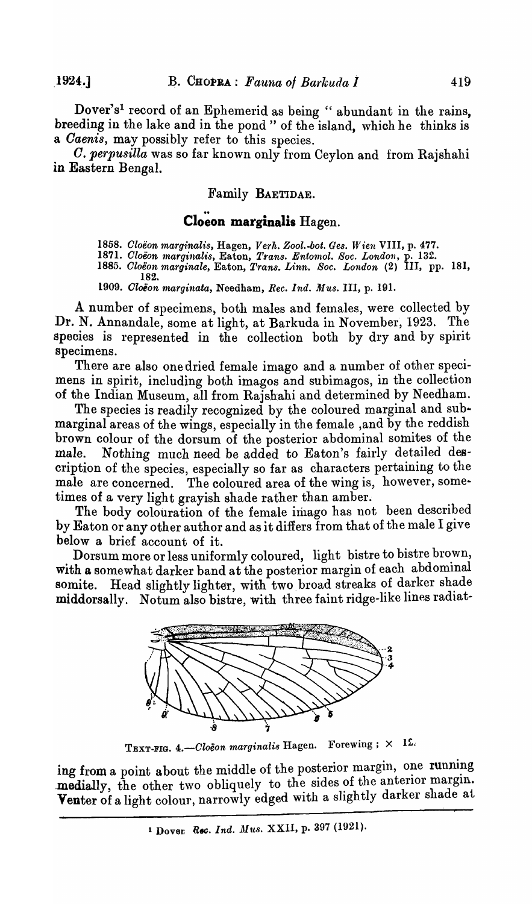Dover's[1] record of an Ephemerid as being "abundant in the rains, breeding in the lake and in the pond" of the island, which he thinks is a *Caenis*, may possibly refer to this species.

*C. perpusilla* was so far known only from Ceylon and from Rajshahi in Eastern Bengal.

## Family BAETIDAE.

### Cloëon marginalis Hagen.

1858. *Cloëon marginalis*, Hagen, *Verh. Zool.-bot. Ges. Wien* VIII, p. 477.
1871. *Cloëon marginalis*, Eaton, *Trans. Entomol. Soc. London*, p. 132.
1885. *Cloëon marginale*, Eaton, *Trans. Linn. Soc. London* (2) III, pp. 181, 182.
1909. *Cloëon marginata*, Needham, *Rec. Ind. Mus.* III, p. 191.

A number of specimens, both males and females, were collected by Dr. N. Annandale, some at light, at Barkuda in November, 1923. The species is represented in the collection both by dry and by spirit specimens.

There are also one dried female imago and a number of other specimens in spirit, including both imagos and subimagos, in the collection of the Indian Museum, all from Rajshahi and determined by Needham.

The species is readily recognized by the coloured marginal and submarginal areas of the wings, especially in the female, and by the reddish brown colour of the dorsum of the posterior abdominal somites of the male. Nothing much need be added to Eaton's fairly detailed description of the species, especially so far as characters pertaining to the male are concerned. The coloured area of the wing is, however, sometimes of a very light grayish shade rather than amber.

The body colouration of the female imago has not been described by Eaton or any other author and as it differs from that of the male I give below a brief account of it.

Dorsum more or less uniformly coloured, light bistre to bistre brown, with a somewhat darker band at the posterior margin of each abdominal somite. Head slightly lighter, with two broad streaks of darker shade middorsally. Notum also bistre, with three faint ridge-like lines radiating from a point about the middle of the posterior margin, one running medially, the other two obliquely to the sides of the anterior margin. Venter of a light colour, narrowly edged with a slightly darker shade at

TEXT-FIG. 4.—*Cloëon marginalis* Hagen. Forewing; × 12.

[1] Dover *Rec. Ind. Mus.* XXII, p. 397 (1921).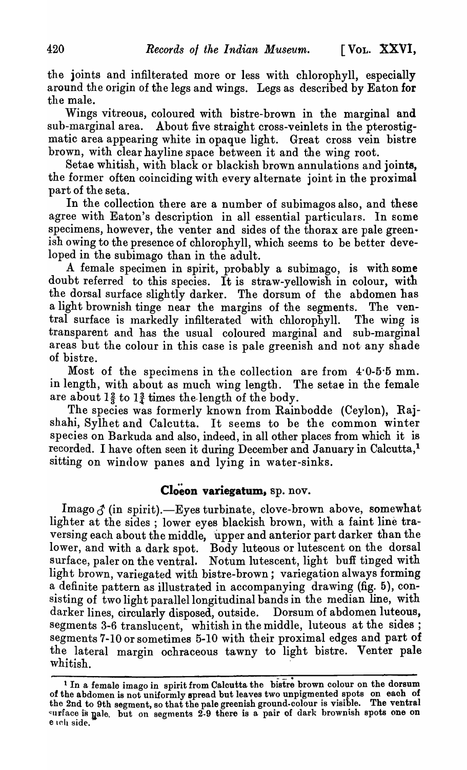the joints and infilterated more or less with chlorophyll, especially around the origin of the legs and wings. Legs as described by Eaton for the male.

Wings vitreous, coloured with bistre-brown in the marginal and sub-marginal area. About five straight cross-veinlets in the pterostigmatic area appearing white in opaque light. Great cross vein bistre brown, with clear hayline space between it and the wing root.

Setae whitish, with black or blackish brown annulations and joints, the former often coinciding with every alternate joint in the proximal part of the seta.

In the collection there are a number of subimagos also, and these agree with Eaton's description in all essential particulars. In some specimens, however, the venter and sides of the thorax are pale greenish owing to the presence of chlorophyll, which seems to be better developed in the subimago than in the adult.

A female specimen in spirit, probably a subimago, is with some doubt referred to this species. It is straw-yellowish in colour, with the dorsal surface slightly darker. The dorsum of the abdomen has a light brownish tinge near the margins of the segments. The ventral surface is markedly infilterated with chlorophyll. The wing is transparent and has the usual coloured marginal and sub-marginal areas but the colour in this case is pale greenish and not any shade of bistre.

Most of the specimens in the collection are from 4·0-5·5 mm. in length, with about as much wing length. The setae in the female are about $1\frac{2}{3}$ to $1\frac{3}{4}$ times the length of the body.

The species was formerly known from Rainbodde (Ceylon), Rajshahi, Sylhet and Calcutta. It seems to be the common winter species on Barkuda and also, indeed, in all other places from which it is recorded. I have often seen it during December and January in Calcutta,[1] sitting on window panes and lying in water-sinks.

## Cloëon variegatum, sp. nov.

Imago ♂ (in spirit).—Eyes turbinate, clove-brown above, somewhat lighter at the sides; lower eyes blackish brown, with a faint line traversing each about the middle, upper and anterior part darker than the lower, and with a dark spot. Body luteous or lutescent on the dorsal surface, paler on the ventral. Notum lutescent, light buff tinged with light brown, variegated with bistre-brown; variegation always forming a definite pattern as illustrated in accompanying drawing (fig. 5), consisting of two light parallel longitudinal bands in the median line, with darker lines, circularly disposed, outside. Dorsum of abdomen luteous, segments 3-6 translucent, whitish in the middle, luteous at the sides; segments 7-10 or sometimes 5-10 with their proximal edges and part of the lateral margin ochraceous tawny to light bistre. Venter pale whitish.

[1] In a female imago in spirit from Calcutta the bistre brown colour on the dorsum of the abdomen is not uniformly spread but leaves two unpigmented spots on each of the 2nd to 9th segment, so that the pale greenish ground-colour is visible. The ventral surface is pale, but on segments 2-9 there is a pair of dark brownish spots one on each side.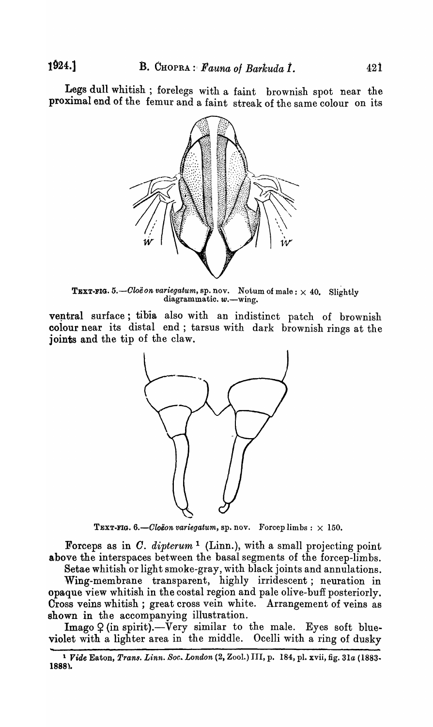Legs dull whitish ; forelegs with a faint brownish spot near the proximal end of the femur and a faint streak of the same colour on its

TEXT-FIG. 5.—*Cloëon variegatum*, sp. nov. Notum of male : × 40. Slightly diagrammatic. *w*.—wing.

ventral surface ; tibia also with an indistinct patch of brownish colour near its distal end ; tarsus with dark brownish rings at the joints and the tip of the claw.

TEXT-FIG. 6.—*Cloëon variegatum*, sp. nov. Forcep limbs : × 150.

Forceps as in *C. dipterum* [1] (Linn.), with a small projecting point above the interspaces between the basal segments of the forcep-limbs.

Setae whitish or light smoke-gray, with black joints and annulations.

Wing-membrane transparent, highly irridescent ; neuration in opaque view whitish in the costal region and pale olive-buff posteriorly. Cross veins whitish ; great cross vein white. Arrangement of veins as shown in the accompanying illustration.

Imago ♀ (in spirit).—Very similar to the male. Eyes soft blue-violet with a lighter area in the middle. Ocelli with a ring of dusky

[1] *Vide* Eaton, *Trans. Linn. Soc. London* (2, Zool.) III, p. 184, pl. xvii, fig. 31*a* (1883-1888).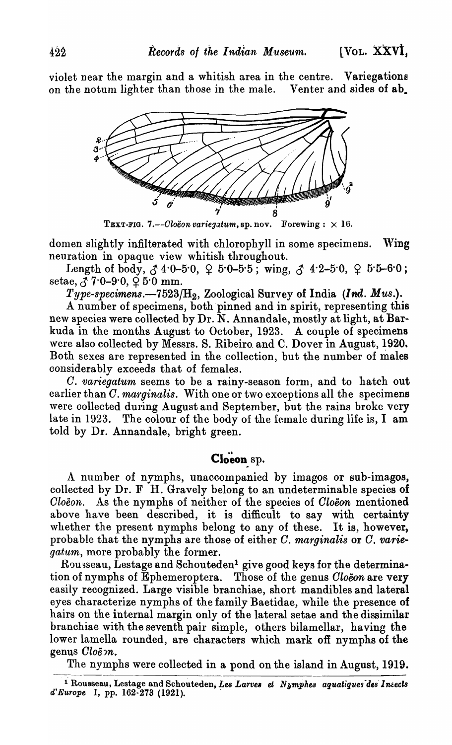violet near the margin and a whitish area in the centre. Variegations on the notum lighter than those in the male. Venter and sides of ab-

TEXT-FIG. 7.—*Cloëon variegatum*, sp. nov. Forewing : × 16.

domen slightly infiltrated with chlorophyll in some specimens. Wing neuration in opaque view whitish throughout.

Length of body, ♂ 4·0–5·0, ♀ 5·0–5·5; wing, ♂ 4·2–5·0, ♀ 5·5–6·0; setae, ♂ 7·0–9·0, ♀ 5·0 mm.

*Type-specimens*.—7523/$H_2$, Zoological Survey of India (*Ind. Mus.*).

A number of specimens, both pinned and in spirit, representing this new species were collected by Dr. N. Annandale, mostly at light, at Barkuda in the months August to October, 1923. A couple of specimens were also collected by Messrs. S. Ribeiro and C. Dover in August, 1920. Both sexes are represented in the collection, but the number of males considerably exceeds that of females.

*C. variegatum* seems to be a rainy-season form, and to hatch out earlier than *C. marginalis*. With one or two exceptions all the specimens were collected during August and September, but the rains broke very late in 1923. The colour of the body of the female during life is, I am told by Dr. Annandale, bright green.

## Cloëon sp.

A number of nymphs, unaccompanied by imagos or sub-imagos, collected by Dr. F H. Gravely belong to an undeterminable species of *Cloëon*. As the nymphs of neither of the species of *Cloëon* mentioned above have been described, it is difficult to say with certainty whether the present nymphs belong to any of these. It is, however, probable that the nymphs are those of either *C. marginalis* or *C. variegatum*, more probably the former.

Rousseau, Lestage and Schouteden[1] give good keys for the determination of nymphs of Ephemeroptera. Those of the genus *Cloëon* are very easily recognized. Large visible branchiae, short mandibles and lateral eyes characterize nymphs of the family Baetidae, while the presence of hairs on the internal margin only of the lateral setae and the dissimilar branchiae with the seventh pair simple, others bilamellar, having the lower lamella rounded, are characters which mark off nymphs of the genus *Cloëon*.

The nymphs were collected in a pond on the island in August, 1919.

[1] Rousseau, Lestage and Schouteden, *Les Larves et Nymphes aquatiques des Insects d'Europe* I, pp. 162-273 (1921).